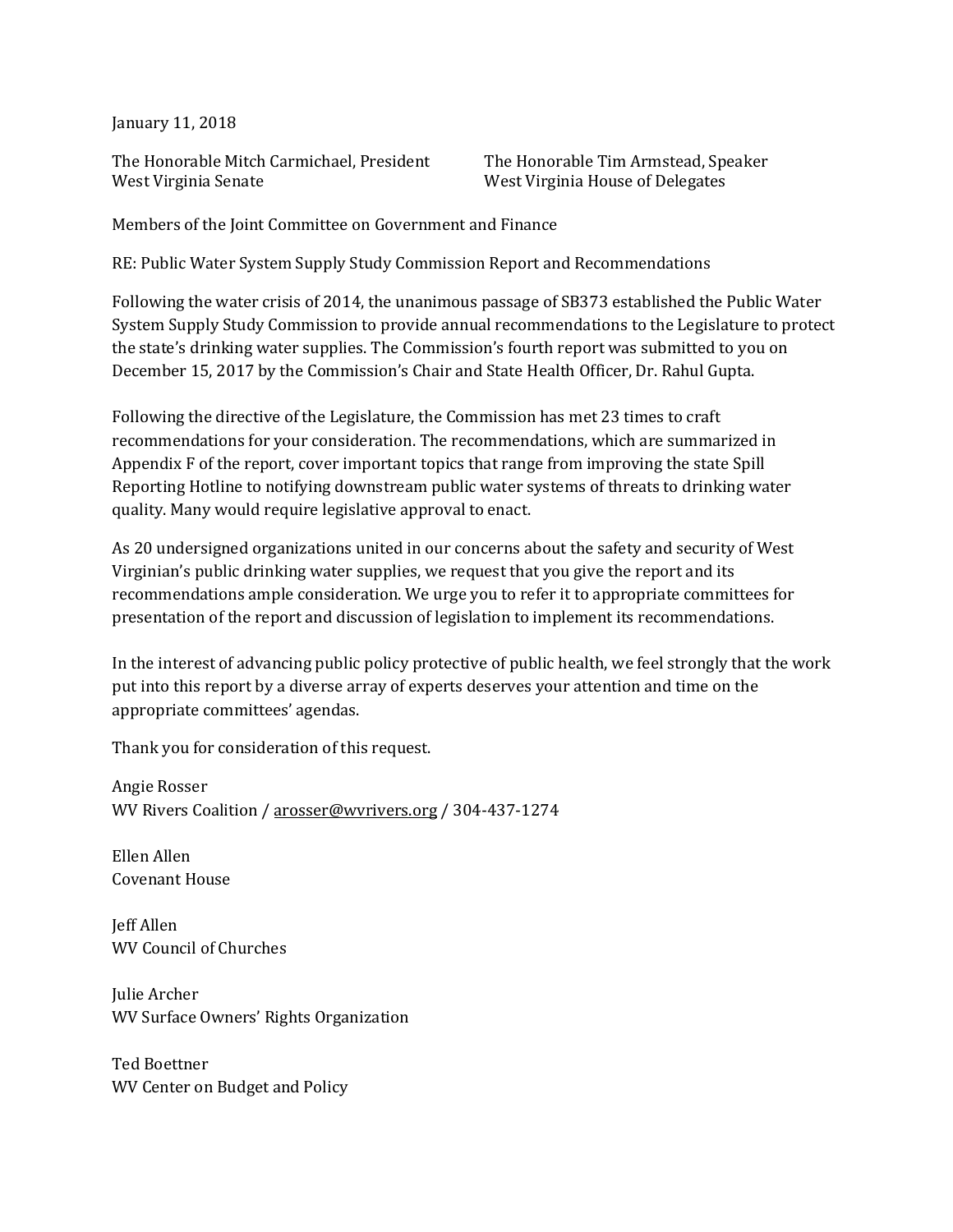January 11, 2018

The Honorable Mitch Carmichael, President
West Virginia Senate

The Honorable Tim Armstead, Speaker
West Virginia House of Delegates

Members of the Joint Committee on Government and Finance

RE: Public Water System Supply Study Commission Report and Recommendations

Following the water crisis of 2014, the unanimous passage of SB373 established the Public Water System Supply Study Commission to provide annual recommendations to the Legislature to protect the state's drinking water supplies. The Commission's fourth report was submitted to you on December 15, 2017 by the Commission's Chair and State Health Officer, Dr. Rahul Gupta.

Following the directive of the Legislature, the Commission has met 23 times to craft recommendations for your consideration. The recommendations, which are summarized in Appendix F of the report, cover important topics that range from improving the state Spill Reporting Hotline to notifying downstream public water systems of threats to drinking water quality. Many would require legislative approval to enact.

As 20 undersigned organizations united in our concerns about the safety and security of West Virginian's public drinking water supplies, we request that you give the report and its recommendations ample consideration. We urge you to refer it to appropriate committees for presentation of the report and discussion of legislation to implement its recommendations.

In the interest of advancing public policy protective of public health, we feel strongly that the work put into this report by a diverse array of experts deserves your attention and time on the appropriate committees' agendas.

Thank you for consideration of this request.

Angie Rosser
WV Rivers Coalition / arosser@wvrivers.org / 304-437-1274

Ellen Allen
Covenant House

Jeff Allen
WV Council of Churches

Julie Archer
WV Surface Owners' Rights Organization

Ted Boettner
WV Center on Budget and Policy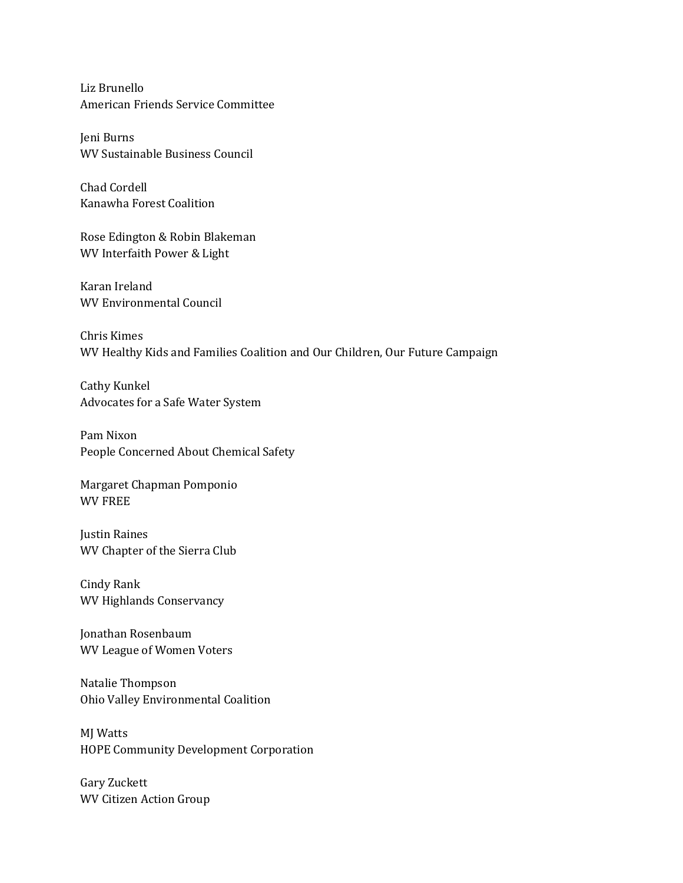Liz Brunello
American Friends Service Committee

Jeni Burns
WV Sustainable Business Council

Chad Cordell
Kanawha Forest Coalition

Rose Edington & Robin Blakeman
WV Interfaith Power & Light

Karan Ireland
WV Environmental Council

Chris Kimes
WV Healthy Kids and Families Coalition and Our Children, Our Future Campaign

Cathy Kunkel
Advocates for a Safe Water System

Pam Nixon
People Concerned About Chemical Safety

Margaret Chapman Pomponio
WV FREE

Justin Raines
WV Chapter of the Sierra Club

Cindy Rank
WV Highlands Conservancy

Jonathan Rosenbaum
WV League of Women Voters

Natalie Thompson
Ohio Valley Environmental Coalition

MJ Watts
HOPE Community Development Corporation

Gary Zuckett
WV Citizen Action Group